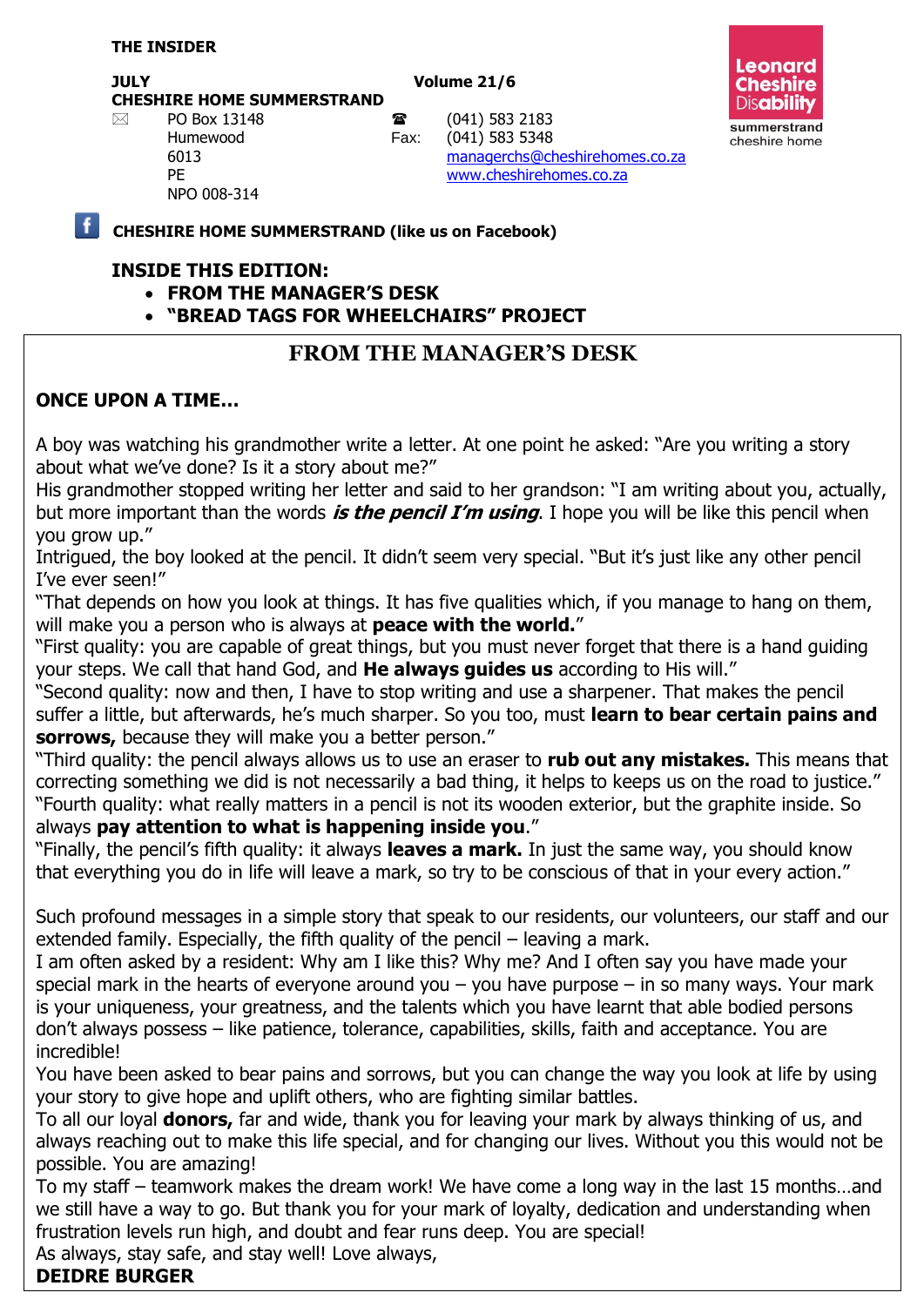**THE INSIDER**

**JULY** **Volume 21/6**

**CHESHIRE HOME SUMMERSTRAND**

PO Box 13148
Humewood
6013
PE
NPO 008-314

☎ (041) 583 2183
Fax: (041) 583 5348
managerchs@cheshirehomes.co.za
www.cheshirehomes.co.za

Leonard Cheshire Disability
summerstrand cheshire home

**CHESHIRE HOME SUMMERSTRAND (like us on Facebook)**

**INSIDE THIS EDITION:**

- **FROM THE MANAGER'S DESK**
- **"BREAD TAGS FOR WHEELCHAIRS" PROJECT**

## FROM THE MANAGER'S DESK

### ONCE UPON A TIME…

A boy was watching his grandmother write a letter. At one point he asked: "Are you writing a story about what we've done? Is it a story about me?"

His grandmother stopped writing her letter and said to her grandson: "I am writing about you, actually, but more important than the words ***is the pencil I'm using***. I hope you will be like this pencil when you grow up."

Intrigued, the boy looked at the pencil. It didn't seem very special. "But it's just like any other pencil I've ever seen!"

"That depends on how you look at things. It has five qualities which, if you manage to hang on them, will make you a person who is always at **peace with the world.**"

"First quality: you are capable of great things, but you must never forget that there is a hand guiding your steps. We call that hand God, and **He always guides us** according to His will."

"Second quality: now and then, I have to stop writing and use a sharpener. That makes the pencil suffer a little, but afterwards, he's much sharper. So you too, must **learn to bear certain pains and sorrows,** because they will make you a better person."

"Third quality: the pencil always allows us to use an eraser to **rub out any mistakes.** This means that correcting something we did is not necessarily a bad thing, it helps to keeps us on the road to justice."

"Fourth quality: what really matters in a pencil is not its wooden exterior, but the graphite inside. So always **pay attention to what is happening inside you**."

"Finally, the pencil's fifth quality: it always **leaves a mark.** In just the same way, you should know that everything you do in life will leave a mark, so try to be conscious of that in your every action."

Such profound messages in a simple story that speak to our residents, our volunteers, our staff and our extended family. Especially, the fifth quality of the pencil – leaving a mark.

I am often asked by a resident: Why am I like this? Why me? And I often say you have made your special mark in the hearts of everyone around you – you have purpose – in so many ways. Your mark is your uniqueness, your greatness, and the talents which you have learnt that able bodied persons don't always possess – like patience, tolerance, capabilities, skills, faith and acceptance. You are incredible!

You have been asked to bear pains and sorrows, but you can change the way you look at life by using your story to give hope and uplift others, who are fighting similar battles.

To all our loyal **donors,** far and wide, thank you for leaving your mark by always thinking of us, and always reaching out to make this life special, and for changing our lives. Without you this would not be possible. You are amazing!

To my staff – teamwork makes the dream work! We have come a long way in the last 15 months…and we still have a way to go. But thank you for your mark of loyalty, dedication and understanding when frustration levels run high, and doubt and fear runs deep. You are special!

As always, stay safe, and stay well! Love always,

**DEIDRE BURGER**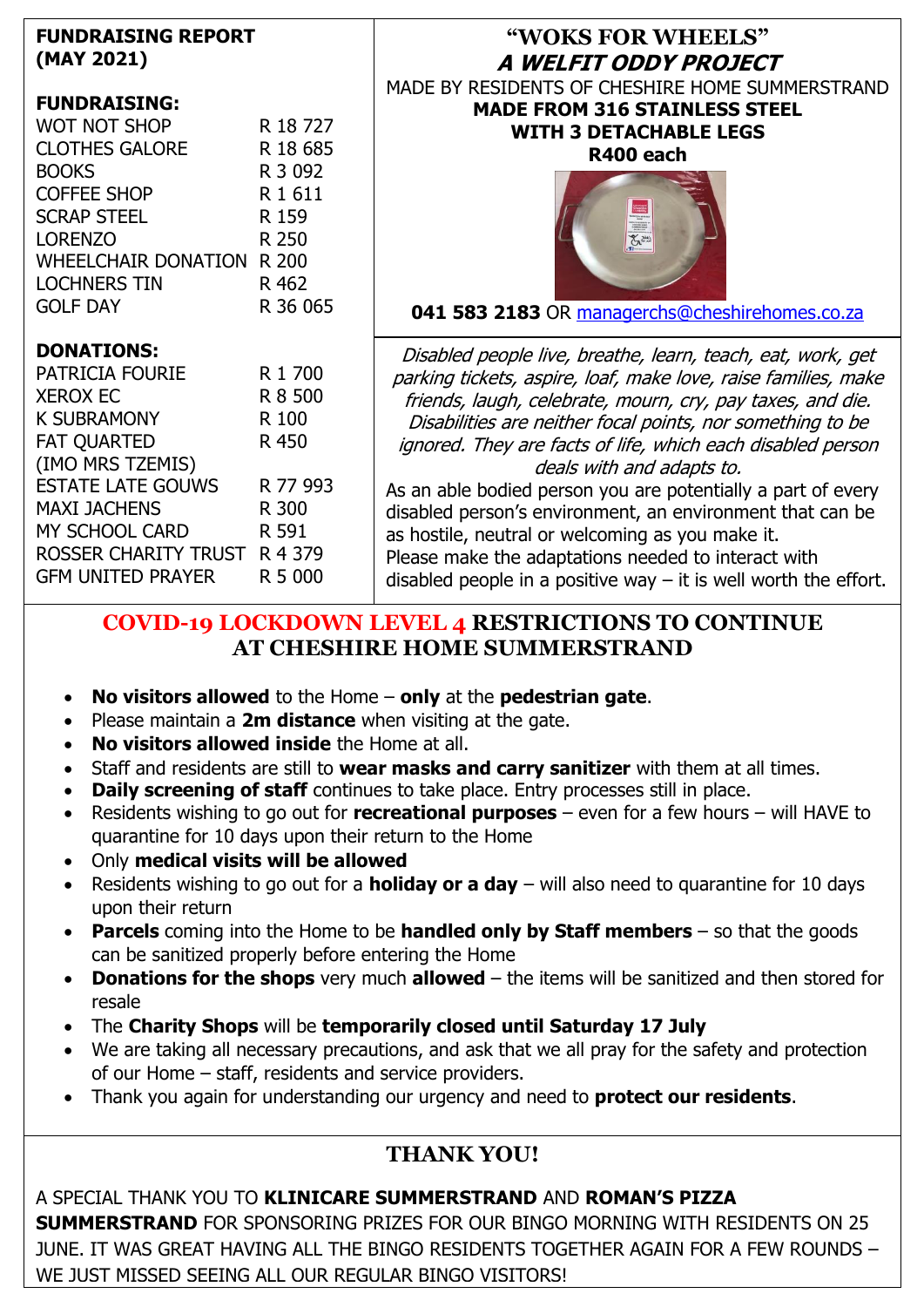## FUNDRAISING REPORT (MAY 2021)

### FUNDRAISING:

| | |
|---|---|
| WOT NOT SHOP | R 18 727 |
| CLOTHES GALORE | R 18 685 |
| BOOKS | R 3 092 |
| COFFEE SHOP | R 1 611 |
| SCRAP STEEL | R 159 |
| LORENZO | R 250 |
| WHEELCHAIR DONATION | R 200 |
| LOCHNERS TIN | R 462 |
| GOLF DAY | R 36 065 |

### DONATIONS:

| | |
|---|---|
| PATRICIA FOURIE | R 1 700 |
| XEROX EC | R 8 500 |
| K SUBRAMONY | R 100 |
| FAT QUARTED (IMO MRS TZEMIS) | R 450 |
| ESTATE LATE GOUWS | R 77 993 |
| MAXI JACHENS | R 300 |
| MY SCHOOL CARD | R 591 |
| ROSSER CHARITY TRUST | R 4 379 |
| GFM UNITED PRAYER | R 5 000 |

## "WOKS FOR WHEELS"

### *A WELFIT ODDY PROJECT*

MADE BY RESIDENTS OF CHESHIRE HOME SUMMERSTRAND

**MADE FROM 316 STAINLESS STEEL**
**WITH 3 DETACHABLE LEGS**
**R400 each**

**041 583 2183** OR managerchs@cheshirehomes.co.za

*Disabled people live, breathe, learn, teach, eat, work, get parking tickets, aspire, loaf, make love, raise families, make friends, laugh, celebrate, mourn, cry, pay taxes, and die. Disabilities are neither focal points, nor something to be ignored. They are facts of life, which each disabled person deals with and adapts to.*

As an able bodied person you are potentially a part of every disabled person's environment, an environment that can be as hostile, neutral or welcoming as you make it.
Please make the adaptations needed to interact with disabled people in a positive way – it is well worth the effort.

## COVID-19 LOCKDOWN LEVEL 4 RESTRICTIONS TO CONTINUE AT CHESHIRE HOME SUMMERSTRAND

- **No visitors allowed** to the Home – **only** at the **pedestrian gate**.
- Please maintain a **2m distance** when visiting at the gate.
- **No visitors allowed inside** the Home at all.
- Staff and residents are still to **wear masks and carry sanitizer** with them at all times.
- **Daily screening of staff** continues to take place. Entry processes still in place.
- Residents wishing to go out for **recreational purposes** – even for a few hours – will HAVE to quarantine for 10 days upon their return to the Home
- Only **medical visits will be allowed**
- Residents wishing to go out for a **holiday or a day** – will also need to quarantine for 10 days upon their return
- **Parcels** coming into the Home to be **handled only by Staff members** – so that the goods can be sanitized properly before entering the Home
- **Donations for the shops** very much **allowed** – the items will be sanitized and then stored for resale
- The **Charity Shops** will be **temporarily closed until Saturday 17 July**
- We are taking all necessary precautions, and ask that we all pray for the safety and protection of our Home – staff, residents and service providers.
- Thank you again for understanding our urgency and need to **protect our residents**.

## THANK YOU!

A SPECIAL THANK YOU TO **KLINICARE SUMMERSTRAND** AND **ROMAN'S PIZZA SUMMERSTRAND** FOR SPONSORING PRIZES FOR OUR BINGO MORNING WITH RESIDENTS ON 25 JUNE. IT WAS GREAT HAVING ALL THE BINGO RESIDENTS TOGETHER AGAIN FOR A FEW ROUNDS – WE JUST MISSED SEEING ALL OUR REGULAR BINGO VISITORS!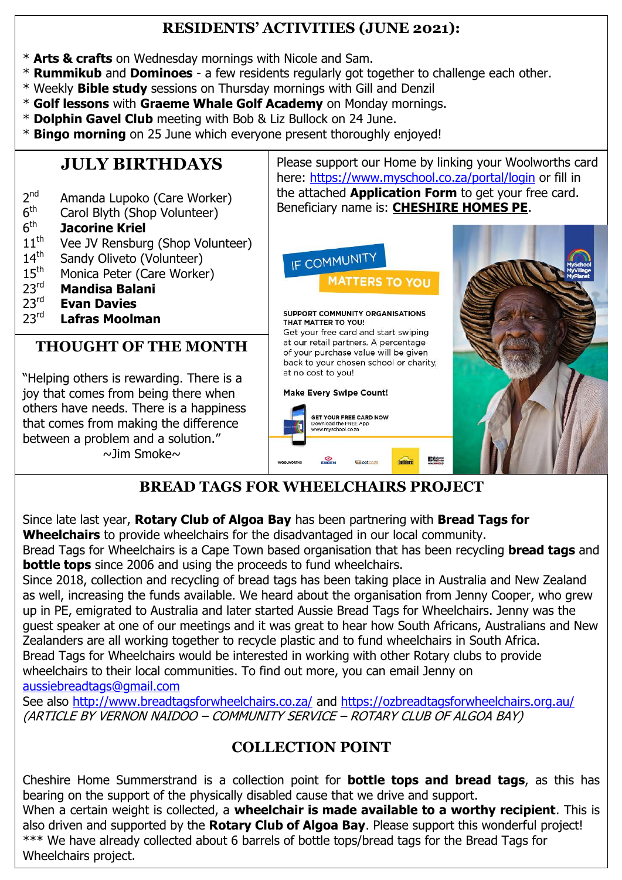## RESIDENTS' ACTIVITIES (JUNE 2021):

* **Arts & crafts** on Wednesday mornings with Nicole and Sam.
* **Rummikub** and **Dominoes** - a few residents regularly got together to challenge each other.
* Weekly **Bible study** sessions on Thursday mornings with Gill and Denzil
* **Golf lessons** with **Graeme Whale Golf Academy** on Monday mornings.
* **Dolphin Gavel Club** meeting with Bob & Liz Bullock on 24 June.
* **Bingo morning** on 25 June which everyone present thoroughly enjoyed!

## JULY BIRTHDAYS

2nd Amanda Lupoko (Care Worker)
6th Carol Blyth (Shop Volunteer)
6th **Jacorine Kriel**
11th Vee JV Rensburg (Shop Volunteer)
14th Sandy Oliveto (Volunteer)
15th Monica Peter (Care Worker)
23rd **Mandisa Balani**
23rd **Evan Davies**
23rd **Lafras Moolman**

## THOUGHT OF THE MONTH

"Helping others is rewarding. There is a joy that comes from being there when others have needs. There is a happiness that comes from making the difference between a problem and a solution."
~Jim Smoke~

Please support our Home by linking your Woolworths card here: https://www.myschool.co.za/portal/login or fill in the attached **Application Form** to get your free card. Beneficiary name is: **CHESHIRE HOMES PE**.

IF COMMUNITY MATTERS TO YOU

SUPPORT COMMUNITY ORGANISATIONS THAT MATTER TO YOU!
Get your free card and start swiping at our retail partners. A percentage of your purchase value will be given back to your chosen school or charity, at no cost to you!

Make Every Swipe Count!

GET YOUR FREE CARD NOW
Download the FREE App
www.myschool.co.za

## BREAD TAGS FOR WHEELCHAIRS PROJECT

Since late last year, **Rotary Club of Algoa Bay** has been partnering with **Bread Tags for Wheelchairs** to provide wheelchairs for the disadvantaged in our local community.
Bread Tags for Wheelchairs is a Cape Town based organisation that has been recycling **bread tags** and **bottle tops** since 2006 and using the proceeds to fund wheelchairs.
Since 2018, collection and recycling of bread tags has been taking place in Australia and New Zealand as well, increasing the funds available. We heard about the organisation from Jenny Cooper, who grew up in PE, emigrated to Australia and later started Aussie Bread Tags for Wheelchairs. Jenny was the guest speaker at one of our meetings and it was great to hear how South Africans, Australians and New Zealanders are all working together to recycle plastic and to fund wheelchairs in South Africa.
Bread Tags for Wheelchairs would be interested in working with other Rotary clubs to provide wheelchairs to their local communities. To find out more, you can email Jenny on aussiebreadtags@gmail.com
See also http://www.breadtagsforwheelchairs.co.za/ and https://ozbreadtagsforwheelchairs.org.au/
*(ARTICLE BY VERNON NAIDOO – COMMUNITY SERVICE – ROTARY CLUB OF ALGOA BAY)*

## COLLECTION POINT

Cheshire Home Summerstrand is a collection point for **bottle tops and bread tags**, as this has bearing on the support of the physically disabled cause that we drive and support.
When a certain weight is collected, a **wheelchair is made available to a worthy recipient**. This is also driven and supported by the **Rotary Club of Algoa Bay**. Please support this wonderful project!
*** We have already collected about 6 barrels of bottle tops/bread tags for the Bread Tags for Wheelchairs project.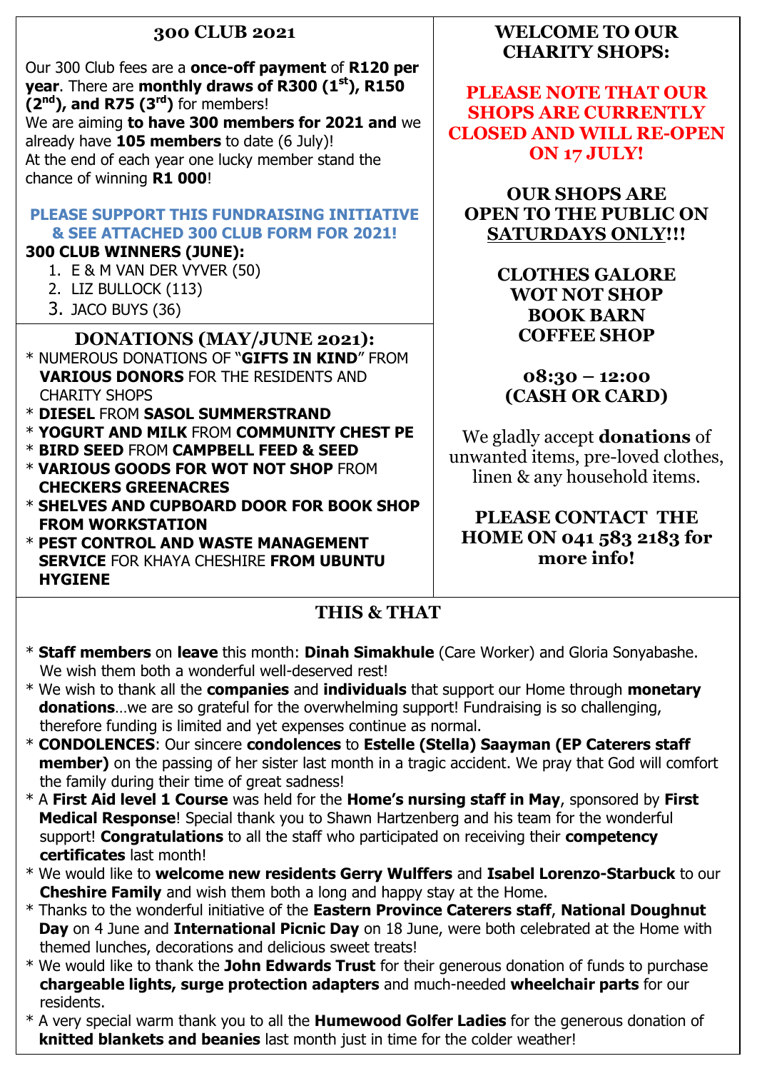## 300 CLUB 2021

Our 300 Club fees are a **once-off payment** of **R120 per year**. There are **monthly draws of R300 (1st), R150 (2nd), and R75 (3rd)** for members!
We are aiming **to have 300 members for 2021 and** we already have **105 members** to date (6 July)!
At the end of each year one lucky member stand the chance of winning **R1 000**!

**PLEASE SUPPORT THIS FUNDRAISING INITIATIVE & SEE ATTACHED 300 CLUB FORM FOR 2021!**

**300 CLUB WINNERS (JUNE):**

1. E & M VAN DER VYVER (50)
2. LIZ BULLOCK (113)
3. JACO BUYS (36)

## DONATIONS (MAY/JUNE 2021):

* NUMEROUS DONATIONS OF "**GIFTS IN KIND**" FROM **VARIOUS DONORS** FOR THE RESIDENTS AND CHARITY SHOPS
* **DIESEL** FROM **SASOL SUMMERSTRAND**
* **YOGURT AND MILK** FROM **COMMUNITY CHEST PE**
* **BIRD SEED** FROM **CAMPBELL FEED & SEED**
* **VARIOUS GOODS FOR WOT NOT SHOP** FROM **CHECKERS GREENACRES**
* **SHELVES AND CUPBOARD DOOR FOR BOOK SHOP FROM WORKSTATION**
* **PEST CONTROL AND WASTE MANAGEMENT SERVICE** FOR KHAYA CHESHIRE **FROM UBUNTU HYGIENE**

## WELCOME TO OUR CHARITY SHOPS:

**PLEASE NOTE THAT OUR SHOPS ARE CURRENTLY CLOSED AND WILL RE-OPEN ON 17 JULY!**

**OUR SHOPS ARE OPEN TO THE PUBLIC ON SATURDAYS ONLY!!!**

**CLOTHES GALORE**
**WOT NOT SHOP**
**BOOK BARN**
**COFFEE SHOP**

**08:30 – 12:00**
**(CASH OR CARD)**

We gladly accept **donations** of unwanted items, pre-loved clothes, linen & any household items.

**PLEASE CONTACT THE HOME ON 041 583 2183 for more info!**

## THIS & THAT

* **Staff members** on **leave** this month: **Dinah Simakhule** (Care Worker) and Gloria Sonyabashe. We wish them both a wonderful well-deserved rest!
* We wish to thank all the **companies** and **individuals** that support our Home through **monetary donations**…we are so grateful for the overwhelming support! Fundraising is so challenging, therefore funding is limited and yet expenses continue as normal.
* **CONDOLENCES**: Our sincere **condolences** to **Estelle (Stella) Saayman (EP Caterers staff member)** on the passing of her sister last month in a tragic accident. We pray that God will comfort the family during their time of great sadness!
* A **First Aid level 1 Course** was held for the **Home's nursing staff in May**, sponsored by **First Medical Response**! Special thank you to Shawn Hartzenberg and his team for the wonderful support! **Congratulations** to all the staff who participated on receiving their **competency certificates** last month!
* We would like to **welcome new residents Gerry Wulffers** and **Isabel Lorenzo-Starbuck** to our **Cheshire Family** and wish them both a long and happy stay at the Home.
* Thanks to the wonderful initiative of the **Eastern Province Caterers staff**, **National Doughnut Day** on 4 June and **International Picnic Day** on 18 June, were both celebrated at the Home with themed lunches, decorations and delicious sweet treats!
* We would like to thank the **John Edwards Trust** for their generous donation of funds to purchase **chargeable lights, surge protection adapters** and much-needed **wheelchair parts** for our residents.
* A very special warm thank you to all the **Humewood Golfer Ladies** for the generous donation of **knitted blankets and beanies** last month just in time for the colder weather!